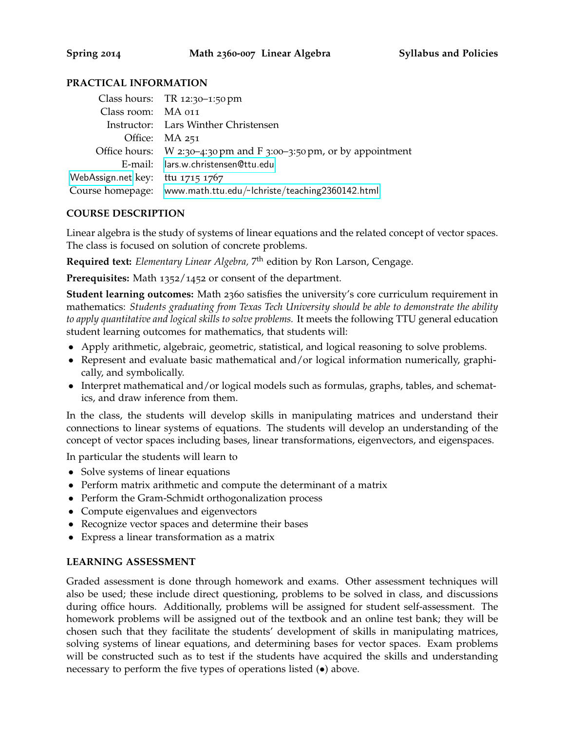**Spring 2014** **Math 2360-007 Linear Algebra** **Syllabus and Policies**

## PRACTICAL INFORMATION

| | |
|---|---|
| Class hours: | TR 12:30–1:50 pm |
| Class room: | MA 011 |
| Instructor: | Lars Winther Christensen |
| Office: | MA 251 |
| Office hours: | W 2:30–4:30 pm and F 3:00–3:50 pm, or by appointment |
| E-mail: | lars.w.christensen@ttu.edu |
| WebAssign.net key: | ttu 1715 1767 |
| Course homepage: | www.math.ttu.edu/~lchriste/teaching2360142.html |

## COURSE DESCRIPTION

Linear algebra is the study of systems of linear equations and the related concept of vector spaces. The class is focused on solution of concrete problems.

**Required text:** *Elementary Linear Algebra,* 7th edition by Ron Larson, Cengage.

**Prerequisites:** Math 1352/1452 or consent of the department.

**Student learning outcomes:** Math 2360 satisfies the university's core curriculum requirement in mathematics: *Students graduating from Texas Tech University should be able to demonstrate the ability to apply quantitative and logical skills to solve problems.* It meets the following TTU general education student learning outcomes for mathematics, that students will:

- Apply arithmetic, algebraic, geometric, statistical, and logical reasoning to solve problems.
- Represent and evaluate basic mathematical and/or logical information numerically, graphically, and symbolically.
- Interpret mathematical and/or logical models such as formulas, graphs, tables, and schematics, and draw inference from them.

In the class, the students will develop skills in manipulating matrices and understand their connections to linear systems of equations. The students will develop an understanding of the concept of vector spaces including bases, linear transformations, eigenvectors, and eigenspaces.

In particular the students will learn to

- Solve systems of linear equations
- Perform matrix arithmetic and compute the determinant of a matrix
- Perform the Gram-Schmidt orthogonalization process
- Compute eigenvalues and eigenvectors
- Recognize vector spaces and determine their bases
- Express a linear transformation as a matrix

## LEARNING ASSESSMENT

Graded assessment is done through homework and exams. Other assessment techniques will also be used; these include direct questioning, problems to be solved in class, and discussions during office hours. Additionally, problems will be assigned for student self-assessment. The homework problems will be assigned out of the textbook and an online test bank; they will be chosen such that they facilitate the students' development of skills in manipulating matrices, solving systems of linear equations, and determining bases for vector spaces. Exam problems will be constructed such as to test if the students have acquired the skills and understanding necessary to perform the five types of operations listed (•) above.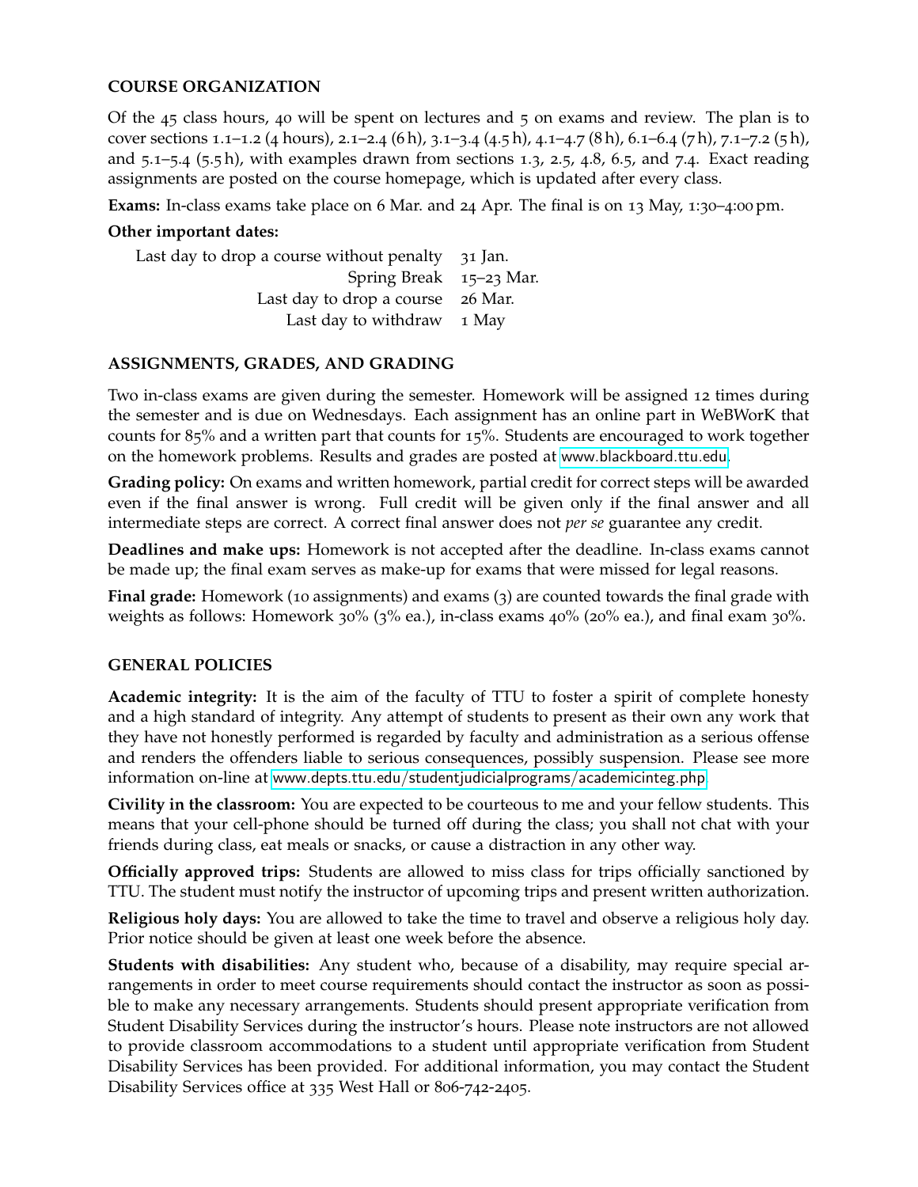## COURSE ORGANIZATION

Of the 45 class hours, 40 will be spent on lectures and 5 on exams and review. The plan is to cover sections 1.1–1.2 (4 hours), 2.1–2.4 (6 h), 3.1–3.4 (4.5 h), 4.1–4.7 (8 h), 6.1–6.4 (7 h), 7.1–7.2 (5 h), and 5.1–5.4 (5.5 h), with examples drawn from sections 1.3, 2.5, 4.8, 6.5, and 7.4. Exact reading assignments are posted on the course homepage, which is updated after every class.

**Exams:** In-class exams take place on 6 Mar. and 24 Apr. The final is on 13 May, 1:30–4:00 pm.

**Other important dates:**

| | |
|---|---|
| Last day to drop a course without penalty | 31 Jan. |
| Spring Break | 15–23 Mar. |
| Last day to drop a course | 26 Mar. |
| Last day to withdraw | 1 May |

## ASSIGNMENTS, GRADES, AND GRADING

Two in-class exams are given during the semester. Homework will be assigned 12 times during the semester and is due on Wednesdays. Each assignment has an online part in WeBWorK that counts for 85% and a written part that counts for 15%. Students are encouraged to work together on the homework problems. Results and grades are posted at www.blackboard.ttu.edu.

**Grading policy:** On exams and written homework, partial credit for correct steps will be awarded even if the final answer is wrong. Full credit will be given only if the final answer and all intermediate steps are correct. A correct final answer does not *per se* guarantee any credit.

**Deadlines and make ups:** Homework is not accepted after the deadline. In-class exams cannot be made up; the final exam serves as make-up for exams that were missed for legal reasons.

**Final grade:** Homework (10 assignments) and exams (3) are counted towards the final grade with weights as follows: Homework 30% (3% ea.), in-class exams 40% (20% ea.), and final exam 30%.

## GENERAL POLICIES

**Academic integrity:** It is the aim of the faculty of TTU to foster a spirit of complete honesty and a high standard of integrity. Any attempt of students to present as their own any work that they have not honestly performed is regarded by faculty and administration as a serious offense and renders the offenders liable to serious consequences, possibly suspension. Please see more information on-line at www.depts.ttu.edu/studentjudicialprograms/academicinteg.php

**Civility in the classroom:** You are expected to be courteous to me and your fellow students. This means that your cell-phone should be turned off during the class; you shall not chat with your friends during class, eat meals or snacks, or cause a distraction in any other way.

**Officially approved trips:** Students are allowed to miss class for trips officially sanctioned by TTU. The student must notify the instructor of upcoming trips and present written authorization.

**Religious holy days:** You are allowed to take the time to travel and observe a religious holy day. Prior notice should be given at least one week before the absence.

**Students with disabilities:** Any student who, because of a disability, may require special arrangements in order to meet course requirements should contact the instructor as soon as possible to make any necessary arrangements. Students should present appropriate verification from Student Disability Services during the instructor's hours. Please note instructors are not allowed to provide classroom accommodations to a student until appropriate verification from Student Disability Services has been provided. For additional information, you may contact the Student Disability Services office at 335 West Hall or 806-742-2405.